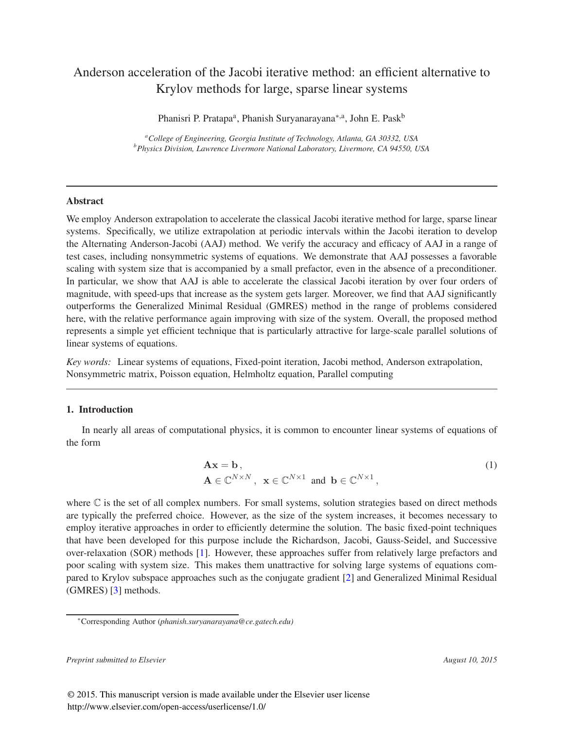# Anderson acceleration of the Jacobi iterative method: an efficient alternative to Krylov methods for large, sparse linear systems

Phanisri P. Pratapa[a], Phanish Suryanarayana[*,a], John E. Pask[b]

[a]*College of Engineering, Georgia Institute of Technology, Atlanta, GA 30332, USA*
[b]*Physics Division, Lawrence Livermore National Laboratory, Livermore, CA 94550, USA*

---

## Abstract

We employ Anderson extrapolation to accelerate the classical Jacobi iterative method for large, sparse linear systems. Specifically, we utilize extrapolation at periodic intervals within the Jacobi iteration to develop the Alternating Anderson-Jacobi (AAJ) method. We verify the accuracy and efficacy of AAJ in a range of test cases, including nonsymmetric systems of equations. We demonstrate that AAJ possesses a favorable scaling with system size that is accompanied by a small prefactor, even in the absence of a preconditioner. In particular, we show that AAJ is able to accelerate the classical Jacobi iteration by over four orders of magnitude, with speed-ups that increase as the system gets larger. Moreover, we find that AAJ significantly outperforms the Generalized Minimal Residual (GMRES) method in the range of problems considered here, with the relative performance again improving with size of the system. Overall, the proposed method represents a simple yet efficient technique that is particularly attractive for large-scale parallel solutions of linear systems of equations.

*Key words:* Linear systems of equations, Fixed-point iteration, Jacobi method, Anderson extrapolation, Nonsymmetric matrix, Poisson equation, Helmholtz equation, Parallel computing

---

## 1. Introduction

In nearly all areas of computational physics, it is common to encounter linear systems of equations of the form

$$\begin{aligned} &\mathbf{A}\mathbf{x} = \mathbf{b}\,, \\ &\mathbf{A} \in \mathbb{C}^{N\times N}\,,\;\; \mathbf{x} \in \mathbb{C}^{N\times 1} \;\text{ and }\; \mathbf{b} \in \mathbb{C}^{N\times 1}\,, \end{aligned} \tag{1}$$

where $\mathbb{C}$ is the set of all complex numbers. For small systems, solution strategies based on direct methods are typically the preferred choice. However, as the size of the system increases, it becomes necessary to employ iterative approaches in order to efficiently determine the solution. The basic fixed-point techniques that have been developed for this purpose include the Richardson, Jacobi, Gauss-Seidel, and Successive over-relaxation (SOR) methods [1]. However, these approaches suffer from relatively large prefactors and poor scaling with system size. This makes them unattractive for solving large systems of equations compared to Krylov subspace approaches such as the conjugate gradient [2] and Generalized Minimal Residual (GMRES) [3] methods.

*Corresponding Author (*phanish.suryanarayana@ce.gatech.edu*)

*Preprint submitted to Elsevier* *August 10, 2015*

© 2015. This manuscript version is made available under the Elsevier user license
http://www.elsevier.com/open-access/userlicense/1.0/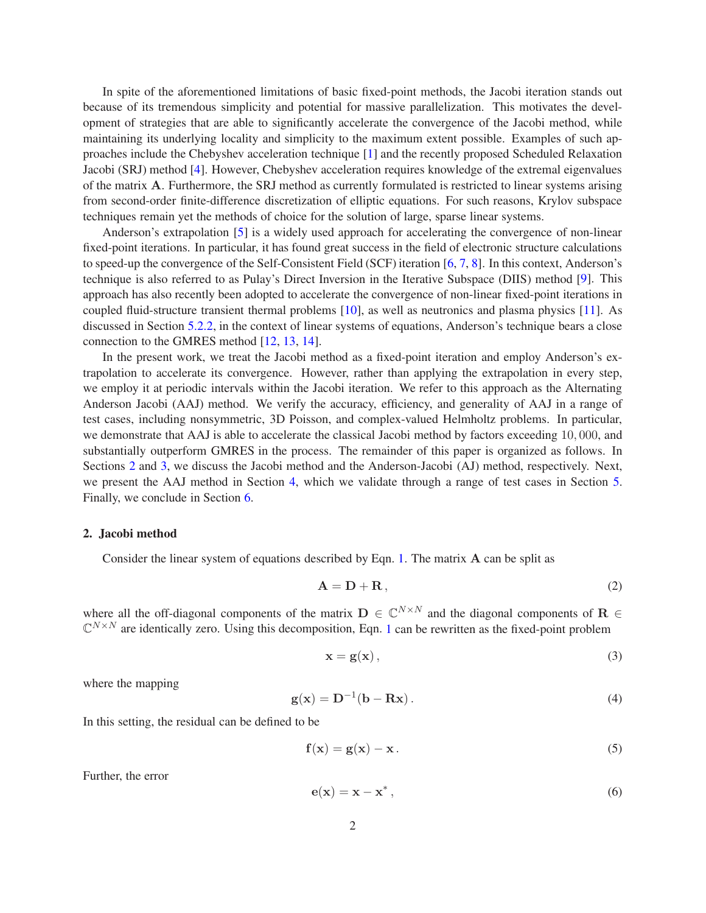In spite of the aforementioned limitations of basic fixed-point methods, the Jacobi iteration stands out because of its tremendous simplicity and potential for massive parallelization. This motivates the development of strategies that are able to significantly accelerate the convergence of the Jacobi method, while maintaining its underlying locality and simplicity to the maximum extent possible. Examples of such approaches include the Chebyshev acceleration technique [1] and the recently proposed Scheduled Relaxation Jacobi (SRJ) method [4]. However, Chebyshev acceleration requires knowledge of the extremal eigenvalues of the matrix $\mathbf{A}$. Furthermore, the SRJ method as currently formulated is restricted to linear systems arising from second-order finite-difference discretization of elliptic equations. For such reasons, Krylov subspace techniques remain yet the methods of choice for the solution of large, sparse linear systems.

Anderson's extrapolation [5] is a widely used approach for accelerating the convergence of non-linear fixed-point iterations. In particular, it has found great success in the field of electronic structure calculations to speed-up the convergence of the Self-Consistent Field (SCF) iteration [6, 7, 8]. In this context, Anderson's technique is also referred to as Pulay's Direct Inversion in the Iterative Subspace (DIIS) method [9]. This approach has also recently been adopted to accelerate the convergence of non-linear fixed-point iterations in coupled fluid-structure transient thermal problems [10], as well as neutronics and plasma physics [11]. As discussed in Section 5.2.2, in the context of linear systems of equations, Anderson's technique bears a close connection to the GMRES method [12, 13, 14].

In the present work, we treat the Jacobi method as a fixed-point iteration and employ Anderson's extrapolation to accelerate its convergence. However, rather than applying the extrapolation in every step, we employ it at periodic intervals within the Jacobi iteration. We refer to this approach as the Alternating Anderson Jacobi (AAJ) method. We verify the accuracy, efficiency, and generality of AAJ in a range of test cases, including nonsymmetric, 3D Poisson, and complex-valued Helmholtz problems. In particular, we demonstrate that AAJ is able to accelerate the classical Jacobi method by factors exceeding $10,000$, and substantially outperform GMRES in the process. The remainder of this paper is organized as follows. In Sections 2 and 3, we discuss the Jacobi method and the Anderson-Jacobi (AJ) method, respectively. Next, we present the AAJ method in Section 4, which we validate through a range of test cases in Section 5. Finally, we conclude in Section 6.

## 2. Jacobi method

Consider the linear system of equations described by Eqn. 1. The matrix $\mathbf{A}$ can be split as

$$\mathbf{A} = \mathbf{D} + \mathbf{R}\,, \tag{2}$$

where all the off-diagonal components of the matrix $\mathbf{D} \in \mathbb{C}^{N\times N}$ and the diagonal components of $\mathbf{R} \in \mathbb{C}^{N\times N}$ are identically zero. Using this decomposition, Eqn. 1 can be rewritten as the fixed-point problem

$$\mathbf{x} = \mathbf{g}(\mathbf{x})\,, \tag{3}$$

where the mapping

$$\mathbf{g}(\mathbf{x}) = \mathbf{D}^{-1}(\mathbf{b} - \mathbf{R}\mathbf{x})\,. \tag{4}$$

In this setting, the residual can be defined to be

$$\mathbf{f}(\mathbf{x}) = \mathbf{g}(\mathbf{x}) - \mathbf{x}\,. \tag{5}$$

Further, the error

$$\mathbf{e}(\mathbf{x}) = \mathbf{x} - \mathbf{x}^*\,, \tag{6}$$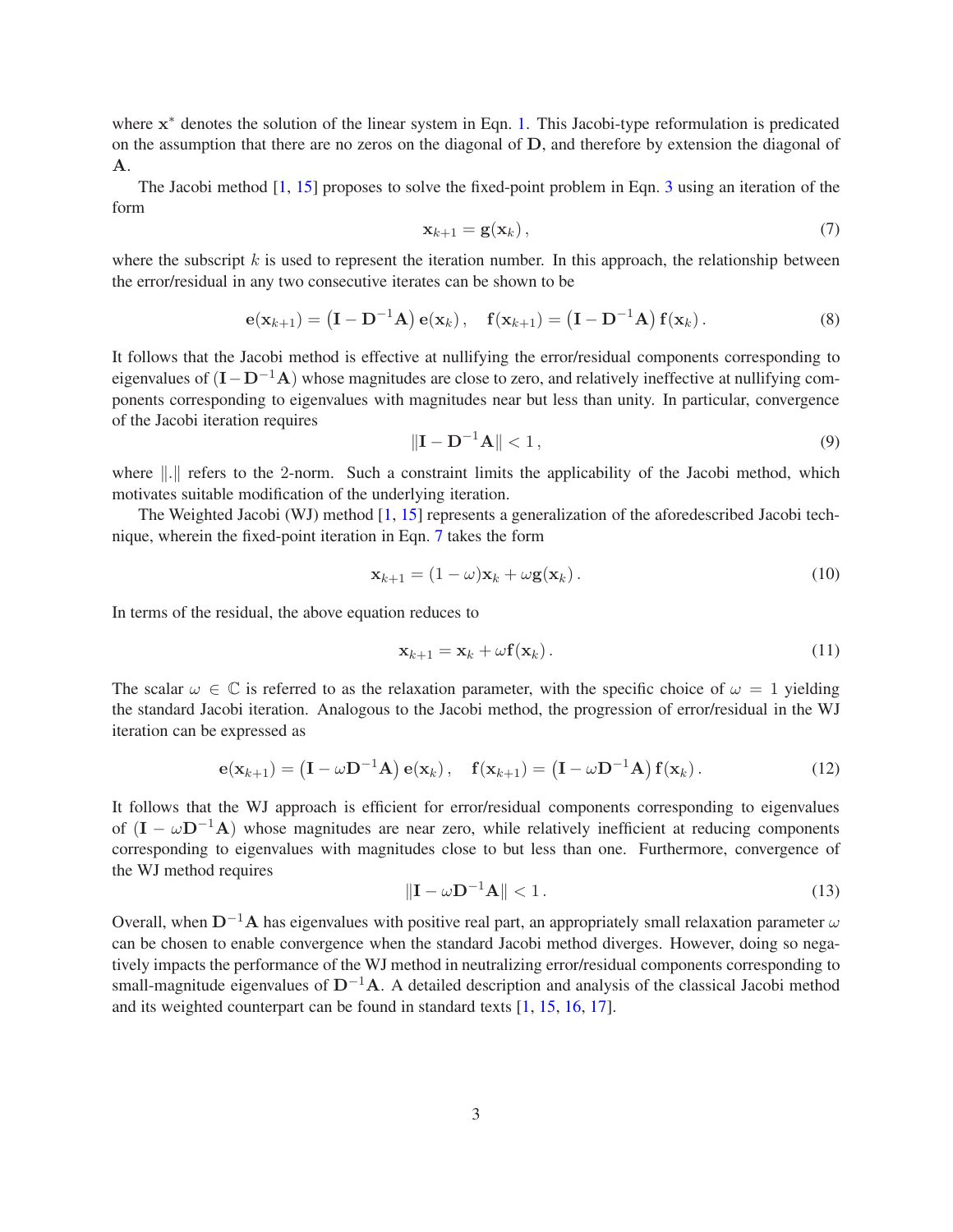where $\mathbf{x}^*$ denotes the solution of the linear system in Eqn. 1. This Jacobi-type reformulation is predicated on the assumption that there are no zeros on the diagonal of $\mathbf{D}$, and therefore by extension the diagonal of $\mathbf{A}$.

The Jacobi method [1, 15] proposes to solve the fixed-point problem in Eqn. 3 using an iteration of the form

$$\mathbf{x}_{k+1} = \mathbf{g}(\mathbf{x}_k)\,, \tag{7}$$

where the subscript $k$ is used to represent the iteration number. In this approach, the relationship between the error/residual in any two consecutive iterates can be shown to be

$$\mathbf{e}(\mathbf{x}_{k+1}) = \left(\mathbf{I} - \mathbf{D}^{-1}\mathbf{A}\right)\mathbf{e}(\mathbf{x}_k)\,, \quad \mathbf{f}(\mathbf{x}_{k+1}) = \left(\mathbf{I} - \mathbf{D}^{-1}\mathbf{A}\right)\mathbf{f}(\mathbf{x}_k)\,. \tag{8}$$

It follows that the Jacobi method is effective at nullifying the error/residual components corresponding to eigenvalues of $(\mathbf{I} - \mathbf{D}^{-1}\mathbf{A})$ whose magnitudes are close to zero, and relatively ineffective at nullifying components corresponding to eigenvalues with magnitudes near but less than unity. In particular, convergence of the Jacobi iteration requires

$$\|\mathbf{I} - \mathbf{D}^{-1}\mathbf{A}\| < 1\,, \tag{9}$$

where $\|.\|$ refers to the 2-norm. Such a constraint limits the applicability of the Jacobi method, which motivates suitable modification of the underlying iteration.

The Weighted Jacobi (WJ) method [1, 15] represents a generalization of the aforedescribed Jacobi technique, wherein the fixed-point iteration in Eqn. 7 takes the form

$$\mathbf{x}_{k+1} = (1-\omega)\mathbf{x}_k + \omega\mathbf{g}(\mathbf{x}_k)\,. \tag{10}$$

In terms of the residual, the above equation reduces to

$$\mathbf{x}_{k+1} = \mathbf{x}_k + \omega\mathbf{f}(\mathbf{x}_k)\,. \tag{11}$$

The scalar $\omega \in \mathbb{C}$ is referred to as the relaxation parameter, with the specific choice of $\omega = 1$ yielding the standard Jacobi iteration. Analogous to the Jacobi method, the progression of error/residual in the WJ iteration can be expressed as

$$\mathbf{e}(\mathbf{x}_{k+1}) = \left(\mathbf{I} - \omega\mathbf{D}^{-1}\mathbf{A}\right)\mathbf{e}(\mathbf{x}_k)\,, \quad \mathbf{f}(\mathbf{x}_{k+1}) = \left(\mathbf{I} - \omega\mathbf{D}^{-1}\mathbf{A}\right)\mathbf{f}(\mathbf{x}_k)\,. \tag{12}$$

It follows that the WJ approach is efficient for error/residual components corresponding to eigenvalues of $(\mathbf{I} - \omega\mathbf{D}^{-1}\mathbf{A})$ whose magnitudes are near zero, while relatively inefficient at reducing components corresponding to eigenvalues with magnitudes close to but less than one. Furthermore, convergence of the WJ method requires

$$\|\mathbf{I} - \omega\mathbf{D}^{-1}\mathbf{A}\| < 1\,. \tag{13}$$

Overall, when $\mathbf{D}^{-1}\mathbf{A}$ has eigenvalues with positive real part, an appropriately small relaxation parameter $\omega$ can be chosen to enable convergence when the standard Jacobi method diverges. However, doing so negatively impacts the performance of the WJ method in neutralizing error/residual components corresponding to small-magnitude eigenvalues of $\mathbf{D}^{-1}\mathbf{A}$. A detailed description and analysis of the classical Jacobi method and its weighted counterpart can be found in standard texts [1, 15, 16, 17].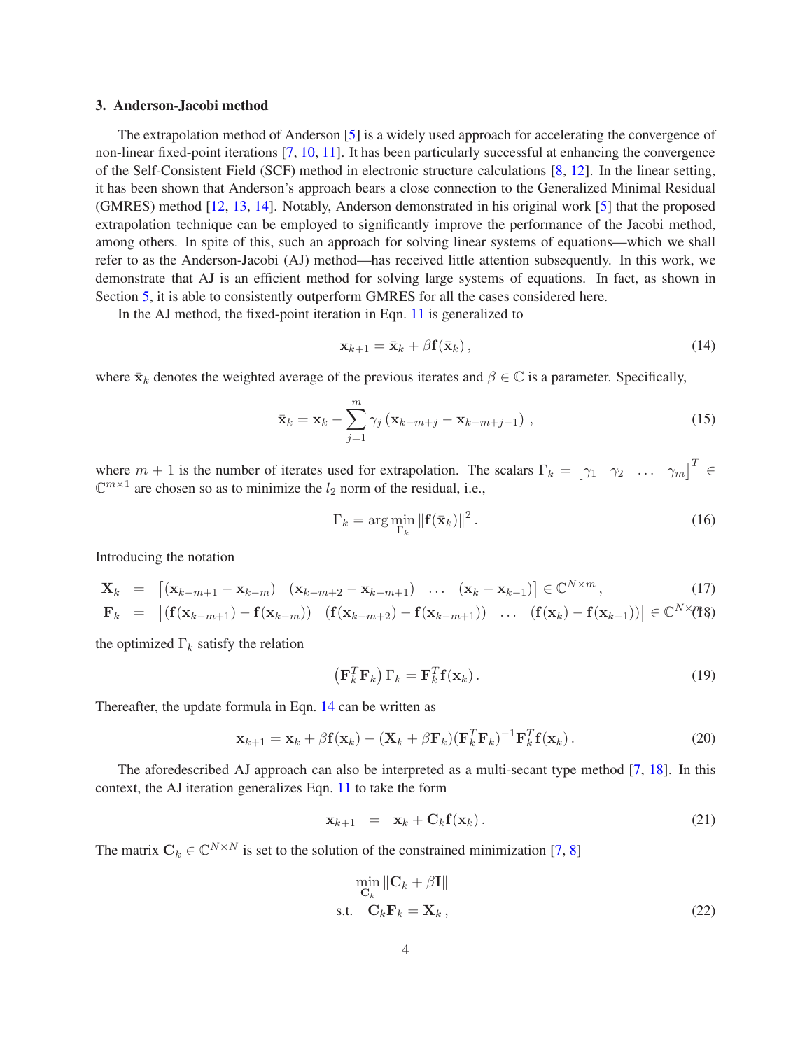### 3. Anderson-Jacobi method

The extrapolation method of Anderson [5] is a widely used approach for accelerating the convergence of non-linear fixed-point iterations [7, 10, 11]. It has been particularly successful at enhancing the convergence of the Self-Consistent Field (SCF) method in electronic structure calculations [8, 12]. In the linear setting, it has been shown that Anderson's approach bears a close connection to the Generalized Minimal Residual (GMRES) method [12, 13, 14]. Notably, Anderson demonstrated in his original work [5] that the proposed extrapolation technique can be employed to significantly improve the performance of the Jacobi method, among others. In spite of this, such an approach for solving linear systems of equations—which we shall refer to as the Anderson-Jacobi (AJ) method—has received little attention subsequently. In this work, we demonstrate that AJ is an efficient method for solving large systems of equations. In fact, as shown in Section 5, it is able to consistently outperform GMRES for all the cases considered here.

In the AJ method, the fixed-point iteration in Eqn. 11 is generalized to

$$\mathbf{x}_{k+1} = \bar{\mathbf{x}}_k + \beta \mathbf{f}(\bar{\mathbf{x}}_k) \,, \tag{14}$$

where $\bar{\mathbf{x}}_k$ denotes the weighted average of the previous iterates and $\beta \in \mathbb{C}$ is a parameter. Specifically,

$$\bar{\mathbf{x}}_k = \mathbf{x}_k - \sum_{j=1}^{m} \gamma_j \left( \mathbf{x}_{k-m+j} - \mathbf{x}_{k-m+j-1} \right) \,, \tag{15}$$

where $m+1$ is the number of iterates used for extrapolation. The scalars $\Gamma_k = \begin{bmatrix} \gamma_1 & \gamma_2 & \ldots & \gamma_m \end{bmatrix}^T \in \mathbb{C}^{m \times 1}$ are chosen so as to minimize the $l_2$ norm of the residual, i.e.,

$$\Gamma_k = \arg\min_{\Gamma_k} \left\| \mathbf{f}(\bar{\mathbf{x}}_k) \right\|^2 . \tag{16}$$

Introducing the notation

$$\mathbf{X}_k = \begin{bmatrix} (\mathbf{x}_{k-m+1} - \mathbf{x}_{k-m}) & (\mathbf{x}_{k-m+2} - \mathbf{x}_{k-m+1}) & \ldots & (\mathbf{x}_k - \mathbf{x}_{k-1}) \end{bmatrix} \in \mathbb{C}^{N \times m} \,, \tag{17}$$

$$\mathbf{F}_k = \begin{bmatrix} (\mathbf{f}(\mathbf{x}_{k-m+1}) - \mathbf{f}(\mathbf{x}_{k-m})) & (\mathbf{f}(\mathbf{x}_{k-m+2}) - \mathbf{f}(\mathbf{x}_{k-m+1})) & \ldots & (\mathbf{f}(\mathbf{x}_k) - \mathbf{f}(\mathbf{x}_{k-1})) \end{bmatrix} \in \mathbb{C}^{N \times m} \tag{18}$$

the optimized $\Gamma_k$ satisfy the relation

$$\left( \mathbf{F}_k^T \mathbf{F}_k \right) \Gamma_k = \mathbf{F}_k^T \mathbf{f}(\mathbf{x}_k) \,. \tag{19}$$

Thereafter, the update formula in Eqn. 14 can be written as

$$\mathbf{x}_{k+1} = \mathbf{x}_k + \beta \mathbf{f}(\mathbf{x}_k) - (\mathbf{X}_k + \beta \mathbf{F}_k)(\mathbf{F}_k^T \mathbf{F}_k)^{-1} \mathbf{F}_k^T \mathbf{f}(\mathbf{x}_k) \,. \tag{20}$$

The aforedescribed AJ approach can also be interpreted as a multi-secant type method [7, 18]. In this context, the AJ iteration generalizes Eqn. 11 to take the form

$$\mathbf{x}_{k+1} = \mathbf{x}_k + \mathbf{C}_k \mathbf{f}(\mathbf{x}_k) \,. \tag{21}$$

The matrix $\mathbf{C}_k \in \mathbb{C}^{N \times N}$ is set to the solution of the constrained minimization [7, 8]

$$\begin{aligned} & \min_{\mathbf{C}_k} \left\| \mathbf{C}_k + \beta \mathbf{I} \right\| \\ & \text{s.t.} \quad \mathbf{C}_k \mathbf{F}_k = \mathbf{X}_k \,, \end{aligned} \tag{22}$$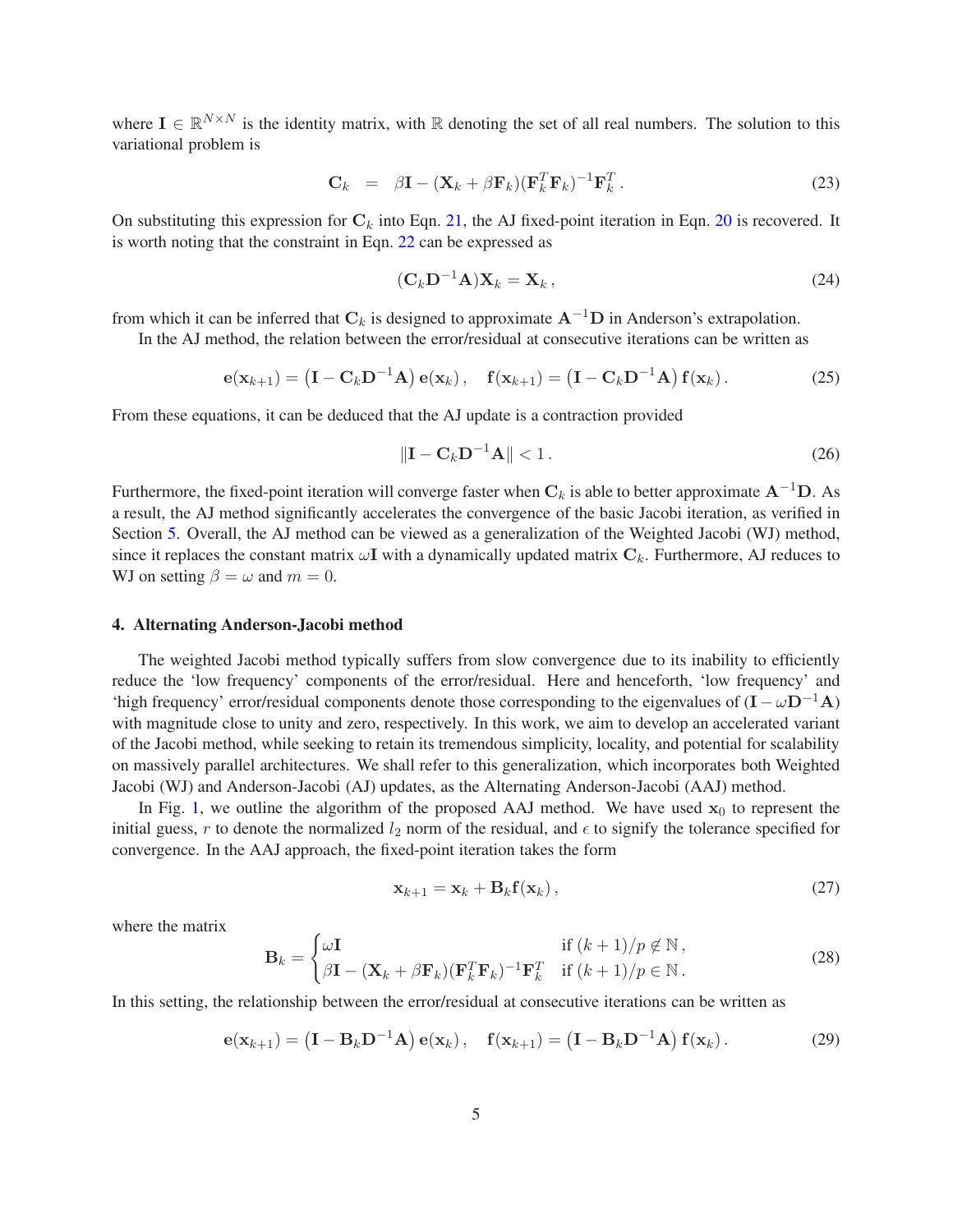where $\mathbf{I} \in \mathbb{R}^{N \times N}$ is the identity matrix, with $\mathbb{R}$ denoting the set of all real numbers. The solution to this variational problem is

$$\mathbf{C}_k = \beta \mathbf{I} - (\mathbf{X}_k + \beta \mathbf{F}_k)(\mathbf{F}_k^T \mathbf{F}_k)^{-1} \mathbf{F}_k^T \,. \tag{23}$$

On substituting this expression for $\mathbf{C}_k$ into Eqn. 21, the AJ fixed-point iteration in Eqn. 20 is recovered. It is worth noting that the constraint in Eqn. 22 can be expressed as

$$(\mathbf{C}_k \mathbf{D}^{-1} \mathbf{A}) \mathbf{X}_k = \mathbf{X}_k \,, \tag{24}$$

from which it can be inferred that $\mathbf{C}_k$ is designed to approximate $\mathbf{A}^{-1}\mathbf{D}$ in Anderson's extrapolation.

In the AJ method, the relation between the error/residual at consecutive iterations can be written as

$$\mathbf{e}(\mathbf{x}_{k+1}) = \left(\mathbf{I} - \mathbf{C}_k \mathbf{D}^{-1} \mathbf{A}\right) \mathbf{e}(\mathbf{x}_k) \,, \quad \mathbf{f}(\mathbf{x}_{k+1}) = \left(\mathbf{I} - \mathbf{C}_k \mathbf{D}^{-1} \mathbf{A}\right) \mathbf{f}(\mathbf{x}_k) \,. \tag{25}$$

From these equations, it can be deduced that the AJ update is a contraction provided

$$\| \mathbf{I} - \mathbf{C}_k \mathbf{D}^{-1} \mathbf{A} \| < 1 \,. \tag{26}$$

Furthermore, the fixed-point iteration will converge faster when $\mathbf{C}_k$ is able to better approximate $\mathbf{A}^{-1}\mathbf{D}$. As a result, the AJ method significantly accelerates the convergence of the basic Jacobi iteration, as verified in Section 5. Overall, the AJ method can be viewed as a generalization of the Weighted Jacobi (WJ) method, since it replaces the constant matrix $\omega \mathbf{I}$ with a dynamically updated matrix $\mathbf{C}_k$. Furthermore, AJ reduces to WJ on setting $\beta = \omega$ and $m = 0$.

## 4. Alternating Anderson-Jacobi method

The weighted Jacobi method typically suffers from slow convergence due to its inability to efficiently reduce the 'low frequency' components of the error/residual. Here and henceforth, 'low frequency' and 'high frequency' error/residual components denote those corresponding to the eigenvalues of $(\mathbf{I} - \omega \mathbf{D}^{-1} \mathbf{A})$ with magnitude close to unity and zero, respectively. In this work, we aim to develop an accelerated variant of the Jacobi method, while seeking to retain its tremendous simplicity, locality, and potential for scalability on massively parallel architectures. We shall refer to this generalization, which incorporates both Weighted Jacobi (WJ) and Anderson-Jacobi (AJ) updates, as the Alternating Anderson-Jacobi (AAJ) method.

In Fig. 1, we outline the algorithm of the proposed AAJ method. We have used $\mathbf{x}_0$ to represent the initial guess, $r$ to denote the normalized $l_2$ norm of the residual, and $\epsilon$ to signify the tolerance specified for convergence. In the AAJ approach, the fixed-point iteration takes the form

$$\mathbf{x}_{k+1} = \mathbf{x}_k + \mathbf{B}_k \mathbf{f}(\mathbf{x}_k) \,, \tag{27}$$

where the matrix

$$\mathbf{B}_k = \begin{cases} \omega \mathbf{I} & \text{if } (k+1)/p \notin \mathbb{N} \,, \\ \beta \mathbf{I} - (\mathbf{X}_k + \beta \mathbf{F}_k)(\mathbf{F}_k^T \mathbf{F}_k)^{-1} \mathbf{F}_k^T & \text{if } (k+1)/p \in \mathbb{N} \,. \end{cases} \tag{28}$$

In this setting, the relationship between the error/residual at consecutive iterations can be written as

$$\mathbf{e}(\mathbf{x}_{k+1}) = \left(\mathbf{I} - \mathbf{B}_k \mathbf{D}^{-1} \mathbf{A}\right) \mathbf{e}(\mathbf{x}_k) \,, \quad \mathbf{f}(\mathbf{x}_{k+1}) = \left(\mathbf{I} - \mathbf{B}_k \mathbf{D}^{-1} \mathbf{A}\right) \mathbf{f}(\mathbf{x}_k) \,. \tag{29}$$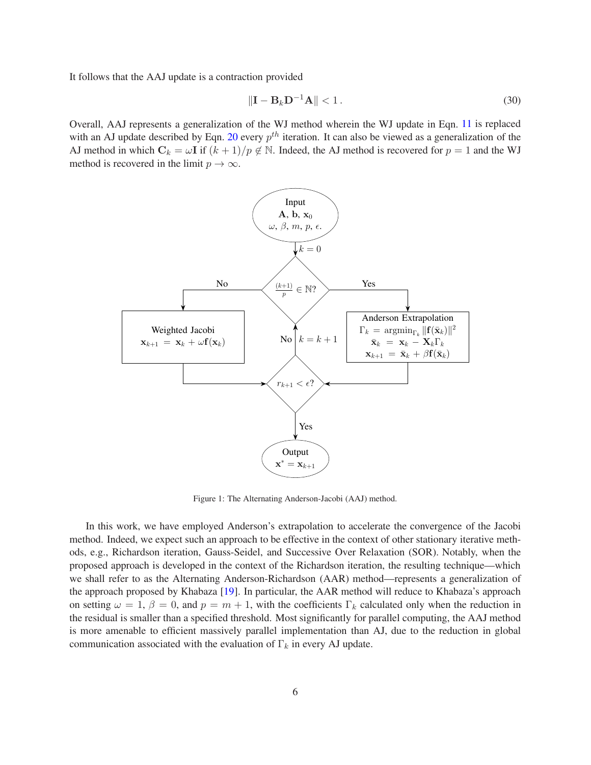It follows that the AAJ update is a contraction provided

$$\|\mathbf{I} - \mathbf{B}_k \mathbf{D}^{-1} \mathbf{A}\| < 1\,. \tag{30}$$

Overall, AAJ represents a generalization of the WJ method wherein the WJ update in Eqn. 11 is replaced with an AJ update described by Eqn. 20 every $p^{th}$ iteration. It can also be viewed as a generalization of the AJ method in which $\mathbf{C}_k = \omega \mathbf{I}$ if $(k+1)/p \notin \mathbb{N}$. Indeed, the AJ method is recovered for $p = 1$ and the WJ method is recovered in the limit $p \to \infty$.

Input: $\mathbf{A}$, $\mathbf{b}$, $\mathbf{x}_0$, $\omega$, $\beta$, $m$, $p$, $\epsilon$.

$k = 0$

$\frac{(k+1)}{p} \in \mathbb{N}$?

No → Weighted Jacobi: $\mathbf{x}_{k+1} = \mathbf{x}_k + \omega \mathbf{f}(\mathbf{x}_k)$

Yes → Anderson Extrapolation:
$\Gamma_k = \text{argmin}_{\Gamma_k} \|\mathbf{f}(\bar{\mathbf{x}}_k)\|^2$
$\bar{\mathbf{x}}_k = \mathbf{x}_k - \mathbf{X}_k \Gamma_k$
$\mathbf{x}_{k+1} = \bar{\mathbf{x}}_k + \beta \mathbf{f}(\bar{\mathbf{x}}_k)$

$r_{k+1} < \epsilon$?

No → $k = k + 1$

Yes → Output: $\mathbf{x}^* = \mathbf{x}_{k+1}$

Figure 1: The Alternating Anderson-Jacobi (AAJ) method.

In this work, we have employed Anderson's extrapolation to accelerate the convergence of the Jacobi method. Indeed, we expect such an approach to be effective in the context of other stationary iterative methods, e.g., Richardson iteration, Gauss-Seidel, and Successive Over Relaxation (SOR). Notably, when the proposed approach is developed in the context of the Richardson iteration, the resulting technique—which we shall refer to as the Alternating Anderson-Richardson (AAR) method—represents a generalization of the approach proposed by Khabaza [19]. In particular, the AAR method will reduce to Khabaza's approach on setting $\omega = 1$, $\beta = 0$, and $p = m + 1$, with the coefficients $\Gamma_k$ calculated only when the reduction in the residual is smaller than a specified threshold. Most significantly for parallel computing, the AAJ method is more amenable to efficient massively parallel implementation than AJ, due to the reduction in global communication associated with the evaluation of $\Gamma_k$ in every AJ update.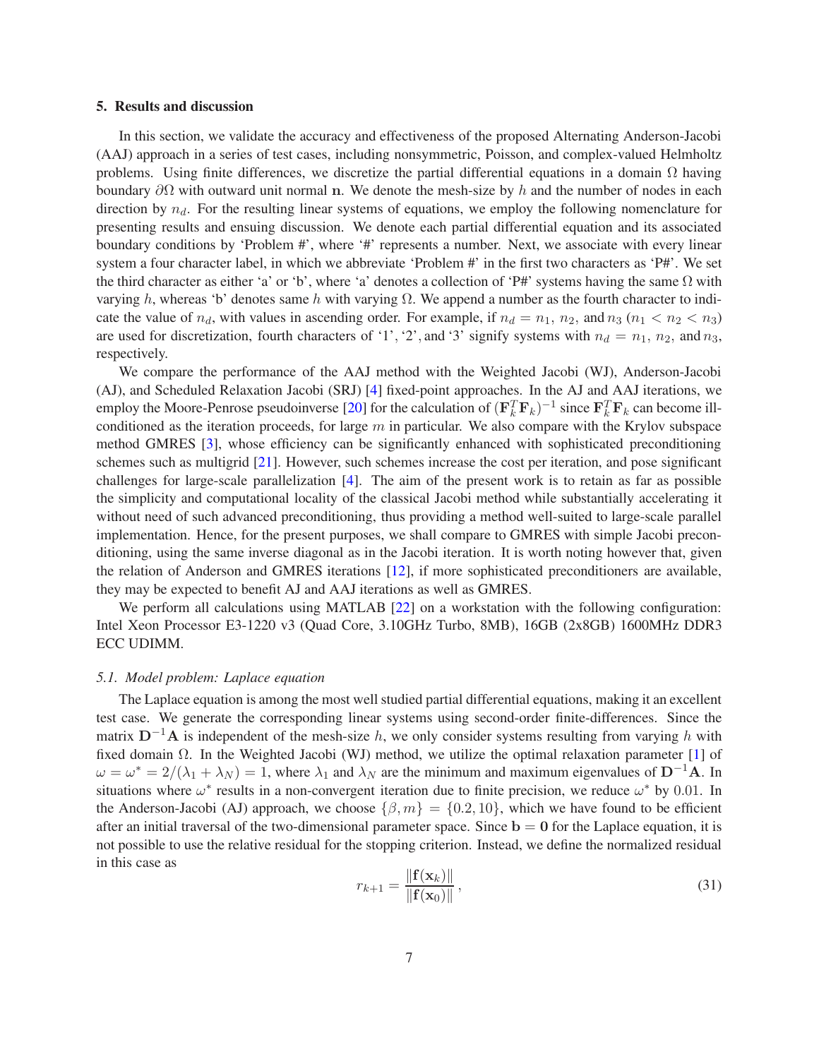## 5. Results and discussion

In this section, we validate the accuracy and effectiveness of the proposed Alternating Anderson-Jacobi (AAJ) approach in a series of test cases, including nonsymmetric, Poisson, and complex-valued Helmholtz problems. Using finite differences, we discretize the partial differential equations in a domain $\Omega$ having boundary $\partial\Omega$ with outward unit normal $\mathbf{n}$. We denote the mesh-size by $h$ and the number of nodes in each direction by $n_d$. For the resulting linear systems of equations, we employ the following nomenclature for presenting results and ensuing discussion. We denote each partial differential equation and its associated boundary conditions by 'Problem #', where '#' represents a number. Next, we associate with every linear system a four character label, in which we abbreviate 'Problem #' in the first two characters as 'P#'. We set the third character as either 'a' or 'b', where 'a' denotes a collection of 'P#' systems having the same $\Omega$ with varying $h$, whereas 'b' denotes same $h$ with varying $\Omega$. We append a number as the fourth character to indicate the value of $n_d$, with values in ascending order. For example, if $n_d = n_1$, $n_2$, and $n_3$ ($n_1 < n_2 < n_3$) are used for discretization, fourth characters of '1', '2', and '3' signify systems with $n_d = n_1$, $n_2$, and $n_3$, respectively.

We compare the performance of the AAJ method with the Weighted Jacobi (WJ), Anderson-Jacobi (AJ), and Scheduled Relaxation Jacobi (SRJ) [4] fixed-point approaches. In the AJ and AAJ iterations, we employ the Moore-Penrose pseudoinverse [20] for the calculation of $(\mathbf{F}_k^T\mathbf{F}_k)^{-1}$ since $\mathbf{F}_k^T\mathbf{F}_k$ can become ill-conditioned as the iteration proceeds, for large $m$ in particular. We also compare with the Krylov subspace method GMRES [3], whose efficiency can be significantly enhanced with sophisticated preconditioning schemes such as multigrid [21]. However, such schemes increase the cost per iteration, and pose significant challenges for large-scale parallelization [4]. The aim of the present work is to retain as far as possible the simplicity and computational locality of the classical Jacobi method while substantially accelerating it without need of such advanced preconditioning, thus providing a method well-suited to large-scale parallel implementation. Hence, for the present purposes, we shall compare to GMRES with simple Jacobi preconditioning, using the same inverse diagonal as in the Jacobi iteration. It is worth noting however that, given the relation of Anderson and GMRES iterations [12], if more sophisticated preconditioners are available, they may be expected to benefit AJ and AAJ iterations as well as GMRES.

We perform all calculations using MATLAB [22] on a workstation with the following configuration: Intel Xeon Processor E3-1220 v3 (Quad Core, 3.10GHz Turbo, 8MB), 16GB (2x8GB) 1600MHz DDR3 ECC UDIMM.

### *5.1. Model problem: Laplace equation*

The Laplace equation is among the most well studied partial differential equations, making it an excellent test case. We generate the corresponding linear systems using second-order finite-differences. Since the matrix $\mathbf{D}^{-1}\mathbf{A}$ is independent of the mesh-size $h$, we only consider systems resulting from varying $h$ with fixed domain $\Omega$. In the Weighted Jacobi (WJ) method, we utilize the optimal relaxation parameter [1] of $\omega = \omega^* = 2/(\lambda_1 + \lambda_N) = 1$, where $\lambda_1$ and $\lambda_N$ are the minimum and maximum eigenvalues of $\mathbf{D}^{-1}\mathbf{A}$. In situations where $\omega^*$ results in a non-convergent iteration due to finite precision, we reduce $\omega^*$ by $0.01$. In the Anderson-Jacobi (AJ) approach, we choose $\{\beta, m\} = \{0.2, 10\}$, which we have found to be efficient after an initial traversal of the two-dimensional parameter space. Since $\mathbf{b} = \mathbf{0}$ for the Laplace equation, it is not possible to use the relative residual for the stopping criterion. Instead, we define the normalized residual in this case as

$$r_{k+1} = \frac{\|\mathbf{f}(\mathbf{x}_k)\|}{\|\mathbf{f}(\mathbf{x}_0)\|}\,, \tag{31}$$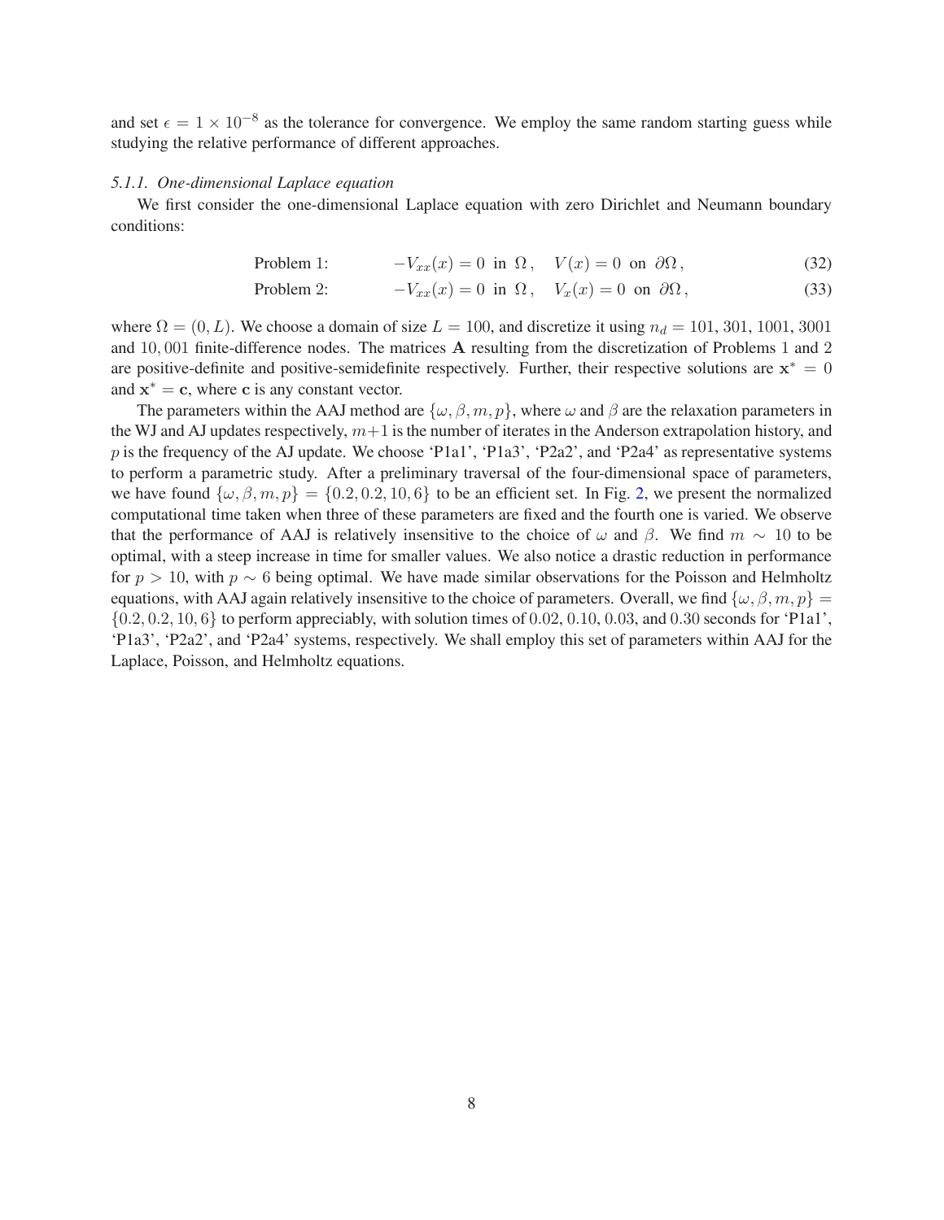and set $\epsilon = 1 \times 10^{-8}$ as the tolerance for convergence. We employ the same random starting guess while studying the relative performance of different approaches.

#### 5.1.1. One-dimensional Laplace equation

We first consider the one-dimensional Laplace equation with zero Dirichlet and Neumann boundary conditions:

$$\text{Problem 1:} \qquad -V_{xx}(x) = 0 \;\text{ in }\; \Omega\,, \quad V(x) = 0 \;\text{ on }\; \partial\Omega\,, \tag{32}$$

$$\text{Problem 2:} \qquad -V_{xx}(x) = 0 \;\text{ in }\; \Omega\,, \quad V_x(x) = 0 \;\text{ on }\; \partial\Omega\,, \tag{33}$$

where $\Omega = (0, L)$. We choose a domain of size $L = 100$, and discretize it using $n_d = 101$, 301, 1001, 3001 and $10,001$ finite-difference nodes. The matrices $\mathbf{A}$ resulting from the discretization of Problems 1 and 2 are positive-definite and positive-semidefinite respectively. Further, their respective solutions are $\mathbf{x}^* = 0$ and $\mathbf{x}^* = \mathbf{c}$, where $\mathbf{c}$ is any constant vector.

The parameters within the AAJ method are $\{\omega, \beta, m, p\}$, where $\omega$ and $\beta$ are the relaxation parameters in the WJ and AJ updates respectively, $m+1$ is the number of iterates in the Anderson extrapolation history, and $p$ is the frequency of the AJ update. We choose 'P1a1', 'P1a3', 'P2a2', and 'P2a4' as representative systems to perform a parametric study. After a preliminary traversal of the four-dimensional space of parameters, we have found $\{\omega, \beta, m, p\} = \{0.2, 0.2, 10, 6\}$ to be an efficient set. In Fig. 2, we present the normalized computational time taken when three of these parameters are fixed and the fourth one is varied. We observe that the performance of AAJ is relatively insensitive to the choice of $\omega$ and $\beta$. We find $m \sim 10$ to be optimal, with a steep increase in time for smaller values. We also notice a drastic reduction in performance for $p > 10$, with $p \sim 6$ being optimal. We have made similar observations for the Poisson and Helmholtz equations, with AAJ again relatively insensitive to the choice of parameters. Overall, we find $\{\omega, \beta, m, p\} = \{0.2, 0.2, 10, 6\}$ to perform appreciably, with solution times of 0.02, 0.10, 0.03, and 0.30 seconds for 'P1a1', 'P1a3', 'P2a2', and 'P2a4' systems, respectively. We shall employ this set of parameters within AAJ for the Laplace, Poisson, and Helmholtz equations.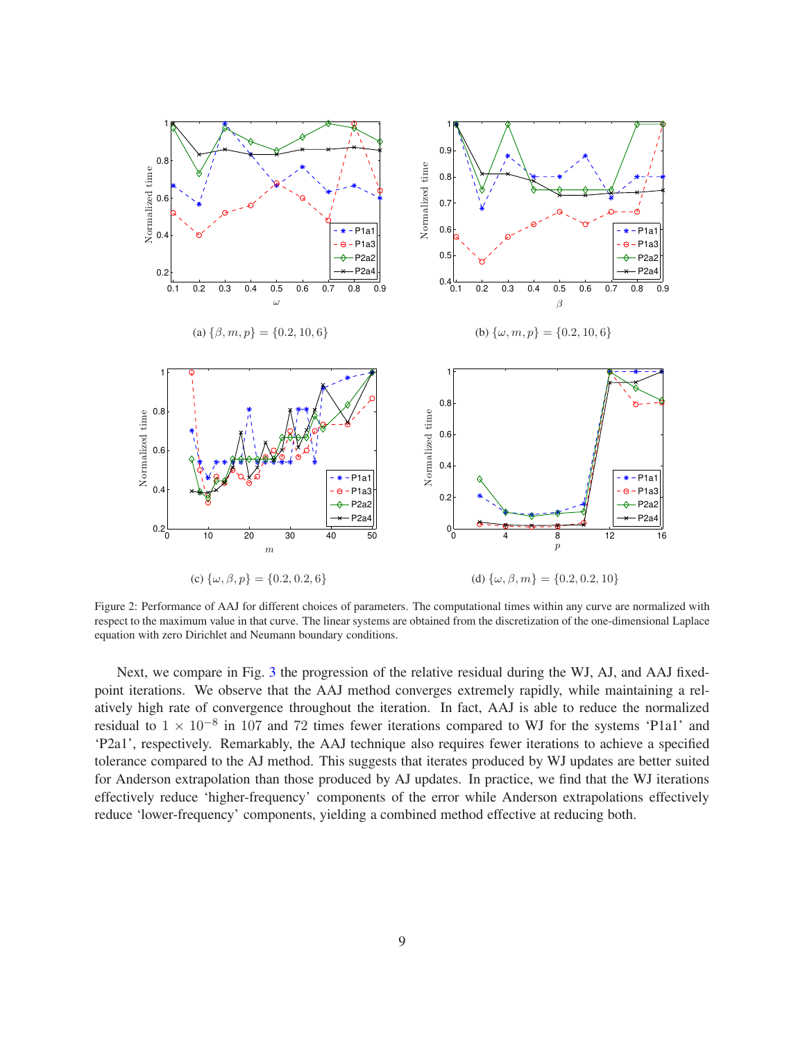(a) $\{\beta, m, p\} = \{0.2, 10, 6\}$

(b) $\{\omega, m, p\} = \{0.2, 10, 6\}$

(c) $\{\omega, \beta, p\} = \{0.2, 0.2, 6\}$

(d) $\{\omega, \beta, m\} = \{0.2, 0.2, 10\}$

Figure 2: Performance of AAJ for different choices of parameters. The computational times within any curve are normalized with respect to the maximum value in that curve. The linear systems are obtained from the discretization of the one-dimensional Laplace equation with zero Dirichlet and Neumann boundary conditions.

Next, we compare in Fig. 3 the progression of the relative residual during the WJ, AJ, and AAJ fixed-point iterations. We observe that the AAJ method converges extremely rapidly, while maintaining a relatively high rate of convergence throughout the iteration. In fact, AAJ is able to reduce the normalized residual to $1 \times 10^{-8}$ in 107 and 72 times fewer iterations compared to WJ for the systems 'P1a1' and 'P2a1', respectively. Remarkably, the AAJ technique also requires fewer iterations to achieve a specified tolerance compared to the AJ method. This suggests that iterates produced by WJ updates are better suited for Anderson extrapolation than those produced by AJ updates. In practice, we find that the WJ iterations effectively reduce 'higher-frequency' components of the error while Anderson extrapolations effectively reduce 'lower-frequency' components, yielding a combined method effective at reducing both.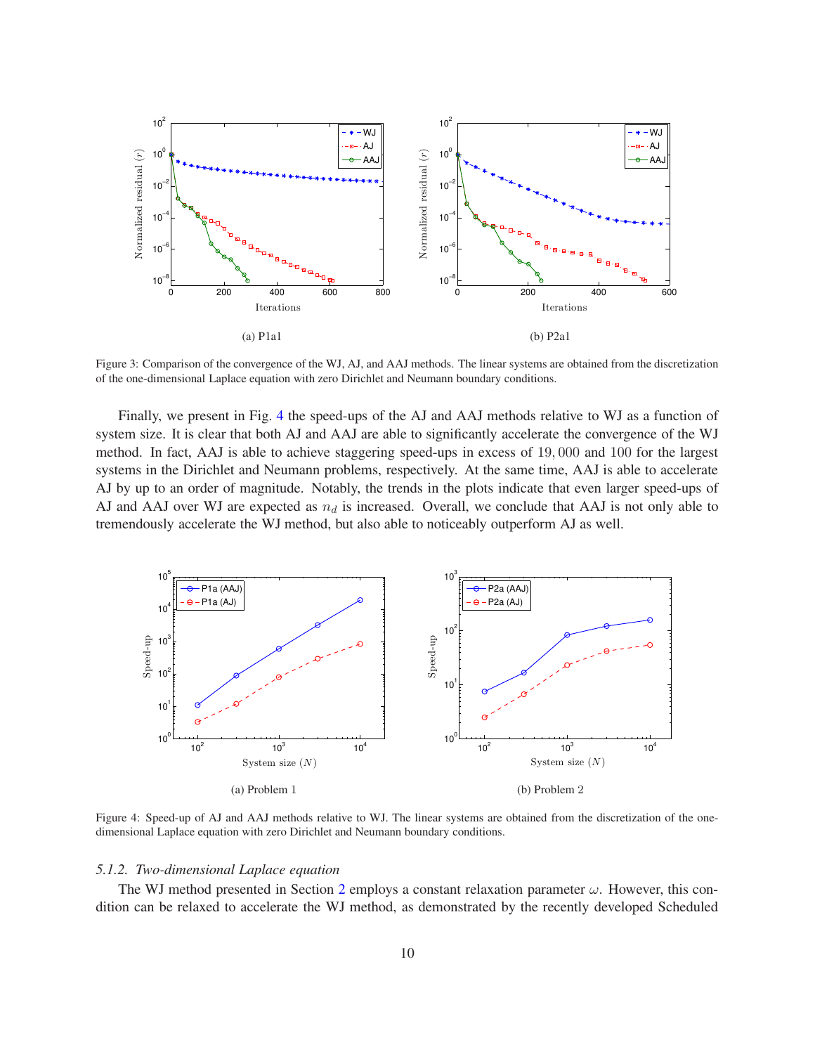(a) P1a1

(b) P2a1

Figure 3: Comparison of the convergence of the WJ, AJ, and AAJ methods. The linear systems are obtained from the discretization of the one-dimensional Laplace equation with zero Dirichlet and Neumann boundary conditions.

Finally, we present in Fig. 4 the speed-ups of the AJ and AAJ methods relative to WJ as a function of system size. It is clear that both AJ and AAJ are able to significantly accelerate the convergence of the WJ method. In fact, AAJ is able to achieve staggering speed-ups in excess of $19,000$ and $100$ for the largest systems in the Dirichlet and Neumann problems, respectively. At the same time, AAJ is able to accelerate AJ by up to an order of magnitude. Notably, the trends in the plots indicate that even larger speed-ups of AJ and AAJ over WJ are expected as $n_d$ is increased. Overall, we conclude that AAJ is not only able to tremendously accelerate the WJ method, but also able to noticeably outperform AJ as well.

(a) Problem 1

(b) Problem 2

Figure 4: Speed-up of AJ and AAJ methods relative to WJ. The linear systems are obtained from the discretization of the one-dimensional Laplace equation with zero Dirichlet and Neumann boundary conditions.

### *5.1.2. Two-dimensional Laplace equation*

The WJ method presented in Section 2 employs a constant relaxation parameter $\omega$. However, this condition can be relaxed to accelerate the WJ method, as demonstrated by the recently developed Scheduled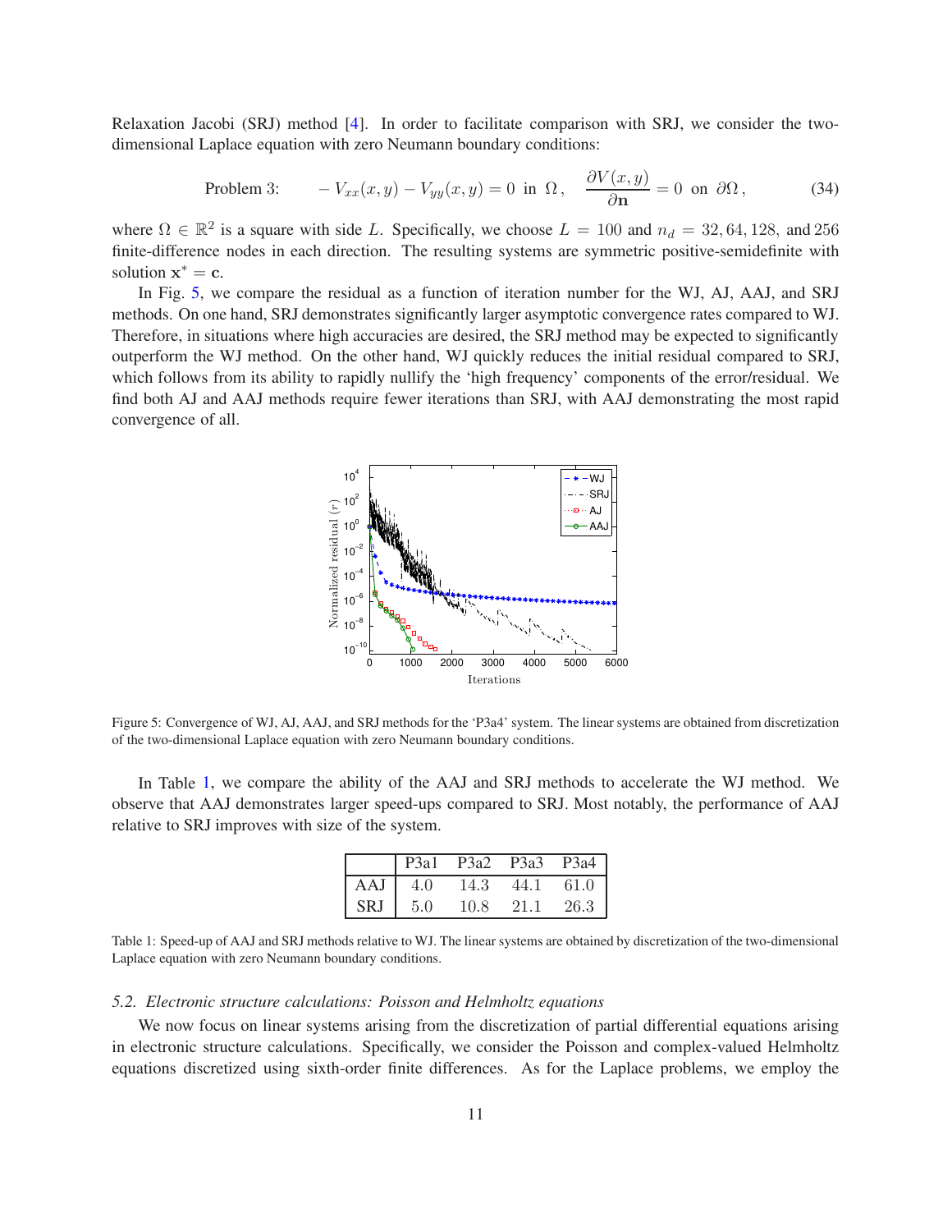Relaxation Jacobi (SRJ) method [4]. In order to facilitate comparison with SRJ, we consider the two-dimensional Laplace equation with zero Neumann boundary conditions:

$$\text{Problem 3:} \qquad -V_{xx}(x,y) - V_{yy}(x,y) = 0 \ \text{ in } \ \Omega\,, \quad \frac{\partial V(x,y)}{\partial \mathbf{n}} = 0 \ \text{ on } \ \partial\Omega\,, \tag{34}$$

where $\Omega \in \mathbb{R}^2$ is a square with side $L$. Specifically, we choose $L = 100$ and $n_d = 32, 64, 128,$ and $256$ finite-difference nodes in each direction. The resulting systems are symmetric positive-semidefinite with solution $\mathbf{x}^* = \mathbf{c}$.

In Fig. 5, we compare the residual as a function of iteration number for the WJ, AJ, AAJ, and SRJ methods. On one hand, SRJ demonstrates significantly larger asymptotic convergence rates compared to WJ. Therefore, in situations where high accuracies are desired, the SRJ method may be expected to significantly outperform the WJ method. On the other hand, WJ quickly reduces the initial residual compared to SRJ, which follows from its ability to rapidly nullify the 'high frequency' components of the error/residual. We find both AJ and AAJ methods require fewer iterations than SRJ, with AAJ demonstrating the most rapid convergence of all.

Figure 5: Convergence of WJ, AJ, AAJ, and SRJ methods for the 'P3a4' system. The linear systems are obtained from discretization of the two-dimensional Laplace equation with zero Neumann boundary conditions.

In Table 1, we compare the ability of the AAJ and SRJ methods to accelerate the WJ method. We observe that AAJ demonstrates larger speed-ups compared to SRJ. Most notably, the performance of AAJ relative to SRJ improves with size of the system.

| | P3a1 | P3a2 | P3a3 | P3a4 |
|---|---|---|---|---|
| AAJ | 4.0 | 14.3 | 44.1 | 61.0 |
| SRJ | 5.0 | 10.8 | 21.1 | 26.3 |

Table 1: Speed-up of AAJ and SRJ methods relative to WJ. The linear systems are obtained by discretization of the two-dimensional Laplace equation with zero Neumann boundary conditions.

### 5.2. *Electronic structure calculations: Poisson and Helmholtz equations*

We now focus on linear systems arising from the discretization of partial differential equations arising in electronic structure calculations. Specifically, we consider the Poisson and complex-valued Helmholtz equations discretized using sixth-order finite differences. As for the Laplace problems, we employ the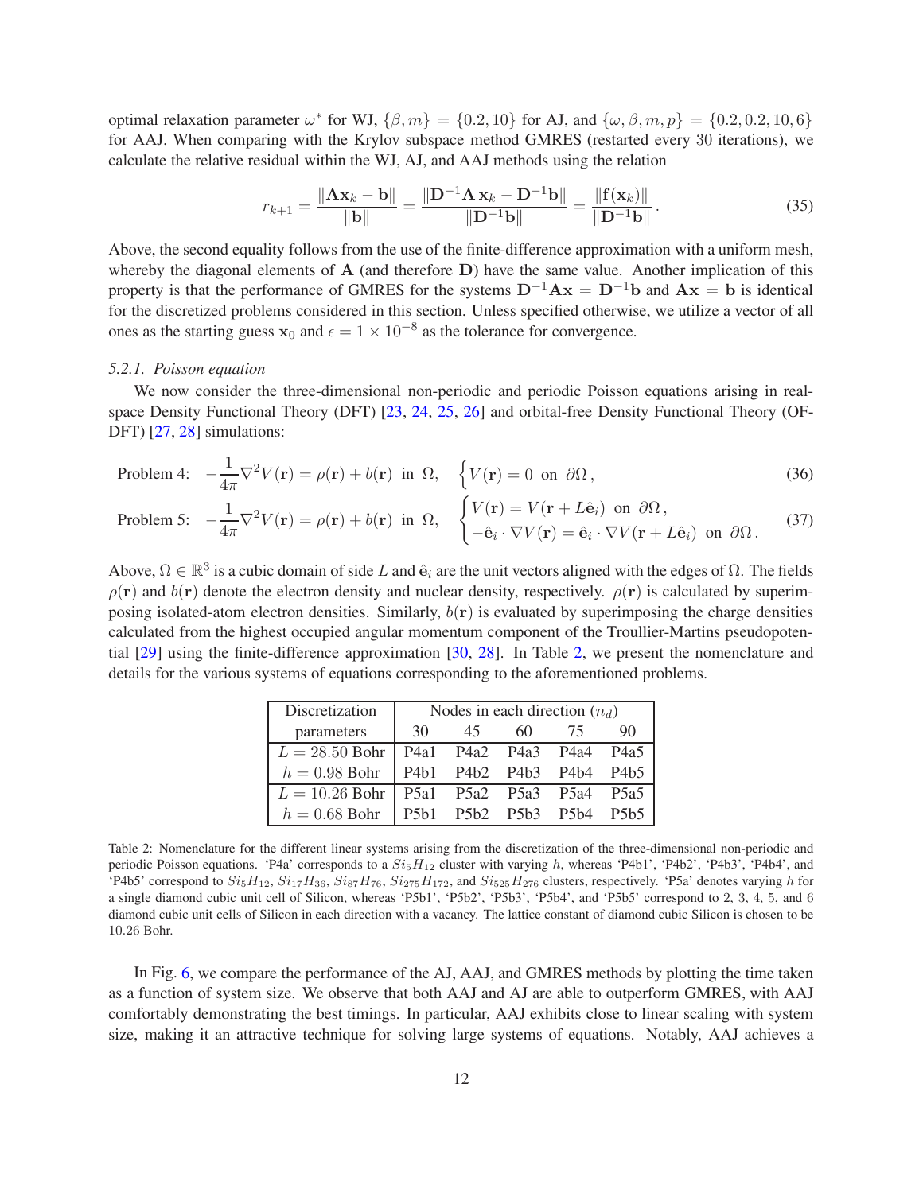optimal relaxation parameter $\omega^*$ for WJ, $\{\beta, m\} = \{0.2, 10\}$ for AJ, and $\{\omega, \beta, m, p\} = \{0.2, 0.2, 10, 6\}$ for AAJ. When comparing with the Krylov subspace method GMRES (restarted every 30 iterations), we calculate the relative residual within the WJ, AJ, and AAJ methods using the relation

$$r_{k+1} = \frac{\|\mathbf{A}\mathbf{x}_k - \mathbf{b}\|}{\|\mathbf{b}\|} = \frac{\|\mathbf{D}^{-1}\mathbf{A}\,\mathbf{x}_k - \mathbf{D}^{-1}\mathbf{b}\|}{\|\mathbf{D}^{-1}\mathbf{b}\|} = \frac{\|\mathbf{f}(\mathbf{x}_k)\|}{\|\mathbf{D}^{-1}\mathbf{b}\|}\,. \tag{35}$$

Above, the second equality follows from the use of the finite-difference approximation with a uniform mesh, whereby the diagonal elements of $\mathbf{A}$ (and therefore $\mathbf{D}$) have the same value. Another implication of this property is that the performance of GMRES for the systems $\mathbf{D}^{-1}\mathbf{A}\mathbf{x} = \mathbf{D}^{-1}\mathbf{b}$ and $\mathbf{A}\mathbf{x} = \mathbf{b}$ is identical for the discretized problems considered in this section. Unless specified otherwise, we utilize a vector of all ones as the starting guess $\mathbf{x}_0$ and $\epsilon = 1 \times 10^{-8}$ as the tolerance for convergence.

### 5.2.1. *Poisson equation*

We now consider the three-dimensional non-periodic and periodic Poisson equations arising in real-space Density Functional Theory (DFT) [23, 24, 25, 26] and orbital-free Density Functional Theory (OF-DFT) [27, 28] simulations:

$$\text{Problem 4:} \quad -\frac{1}{4\pi}\nabla^2 V(\mathbf{r}) = \rho(\mathbf{r}) + b(\mathbf{r}) \;\text{ in }\; \Omega, \quad \Big\{ V(\mathbf{r}) = 0 \;\text{ on }\; \partial\Omega\,, \tag{36}$$

$$\text{Problem 5:} \quad -\frac{1}{4\pi}\nabla^2 V(\mathbf{r}) = \rho(\mathbf{r}) + b(\mathbf{r}) \;\text{ in }\; \Omega, \quad \begin{cases} V(\mathbf{r}) = V(\mathbf{r} + L\hat{\mathbf{e}}_i) \;\text{ on }\; \partial\Omega\,, \\ -\hat{\mathbf{e}}_i \cdot \nabla V(\mathbf{r}) = \hat{\mathbf{e}}_i \cdot \nabla V(\mathbf{r} + L\hat{\mathbf{e}}_i) \;\text{ on }\; \partial\Omega\,. \end{cases} \tag{37}$$

Above, $\Omega \in \mathbb{R}^3$ is a cubic domain of side $L$ and $\hat{\mathbf{e}}_i$ are the unit vectors aligned with the edges of $\Omega$. The fields $\rho(\mathbf{r})$ and $b(\mathbf{r})$ denote the electron density and nuclear density, respectively. $\rho(\mathbf{r})$ is calculated by superimposing isolated-atom electron densities. Similarly, $b(\mathbf{r})$ is evaluated by superimposing the charge densities calculated from the highest occupied angular momentum component of the Troullier-Martins pseudopotential [29] using the finite-difference approximation [30, 28]. In Table 2, we present the nomenclature and details for the various systems of equations corresponding to the aforementioned problems.

| Discretization parameters | Nodes in each direction ($n_d$) | | | | |
|---|---|---|---|---|---|
| | 30 | 45 | 60 | 75 | 90 |
| $L = 28.50$ Bohr | P4a1 | P4a2 | P4a3 | P4a4 | P4a5 |
| $h = 0.98$ Bohr | P4b1 | P4b2 | P4b3 | P4b4 | P4b5 |
| $L = 10.26$ Bohr | P5a1 | P5a2 | P5a3 | P5a4 | P5a5 |
| $h = 0.68$ Bohr | P5b1 | P5b2 | P5b3 | P5b4 | P5b5 |

Table 2: Nomenclature for the different linear systems arising from the discretization of the three-dimensional non-periodic and periodic Poisson equations. 'P4a' corresponds to a $Si_5H_{12}$ cluster with varying $h$, whereas 'P4b1', 'P4b2', 'P4b3', 'P4b4', and 'P4b5' correspond to $Si_5H_{12}$, $Si_{17}H_{36}$, $Si_{87}H_{76}$, $Si_{275}H_{172}$, and $Si_{525}H_{276}$ clusters, respectively. 'P5a' denotes varying $h$ for a single diamond cubic unit cell of Silicon, whereas 'P5b1', 'P5b2', 'P5b3', 'P5b4', and 'P5b5' correspond to 2, 3, 4, 5, and 6 diamond cubic unit cells of Silicon in each direction with a vacancy. The lattice constant of diamond cubic Silicon is chosen to be 10.26 Bohr.

In Fig. 6, we compare the performance of the AJ, AAJ, and GMRES methods by plotting the time taken as a function of system size. We observe that both AAJ and AJ are able to outperform GMRES, with AAJ comfortably demonstrating the best timings. In particular, AAJ exhibits close to linear scaling with system size, making it an attractive technique for solving large systems of equations. Notably, AAJ achieves a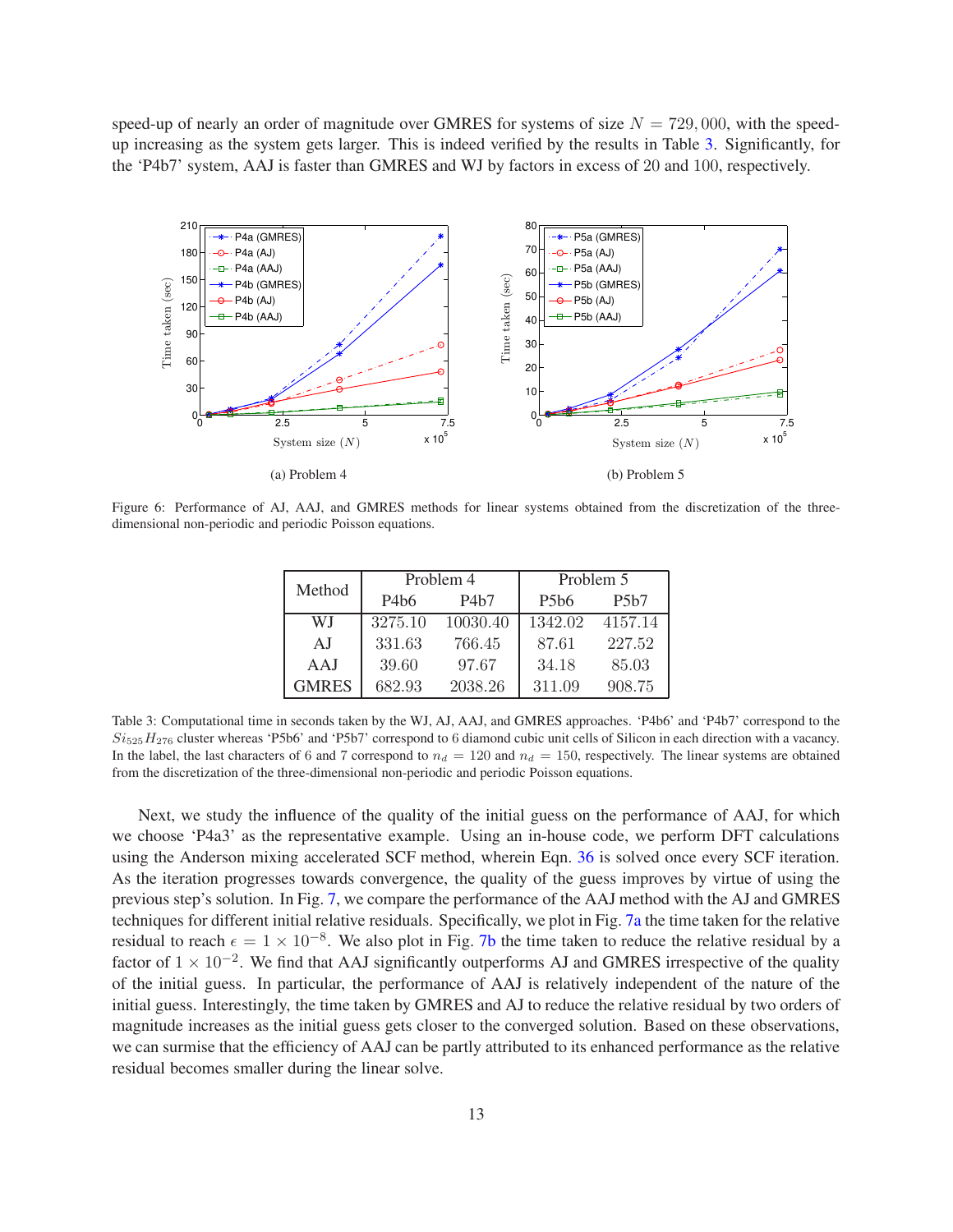speed-up of nearly an order of magnitude over GMRES for systems of size $N = 729,000$, with the speed-up increasing as the system gets larger. This is indeed verified by the results in Table 3. Significantly, for the 'P4b7' system, AAJ is faster than GMRES and WJ by factors in excess of 20 and 100, respectively.

(a) Problem 4

(b) Problem 5

Figure 6: Performance of AJ, AAJ, and GMRES methods for linear systems obtained from the discretization of the three-dimensional non-periodic and periodic Poisson equations.

| Method | Problem 4 | | Problem 5 | |
|---|---|---|---|---|
| | P4b6 | P4b7 | P5b6 | P5b7 |
| WJ | 3275.10 | 10030.40 | 1342.02 | 4157.14 |
| AJ | 331.63 | 766.45 | 87.61 | 227.52 |
| AAJ | 39.60 | 97.67 | 34.18 | 85.03 |
| GMRES | 682.93 | 2038.26 | 311.09 | 908.75 |

Table 3: Computational time in seconds taken by the WJ, AJ, AAJ, and GMRES approaches. 'P4b6' and 'P4b7' correspond to the $Si_{525}H_{276}$ cluster whereas 'P5b6' and 'P5b7' correspond to 6 diamond cubic unit cells of Silicon in each direction with a vacancy. In the label, the last characters of 6 and 7 correspond to $n_d = 120$ and $n_d = 150$, respectively. The linear systems are obtained from the discretization of the three-dimensional non-periodic and periodic Poisson equations.

Next, we study the influence of the quality of the initial guess on the performance of AAJ, for which we choose 'P4a3' as the representative example. Using an in-house code, we perform DFT calculations using the Anderson mixing accelerated SCF method, wherein Eqn. 36 is solved once every SCF iteration. As the iteration progresses towards convergence, the quality of the guess improves by virtue of using the previous step's solution. In Fig. 7, we compare the performance of the AAJ method with the AJ and GMRES techniques for different initial relative residuals. Specifically, we plot in Fig. 7a the time taken for the relative residual to reach $\epsilon = 1 \times 10^{-8}$. We also plot in Fig. 7b the time taken to reduce the relative residual by a factor of $1 \times 10^{-2}$. We find that AAJ significantly outperforms AJ and GMRES irrespective of the quality of the initial guess. In particular, the performance of AAJ is relatively independent of the nature of the initial guess. Interestingly, the time taken by GMRES and AJ to reduce the relative residual by two orders of magnitude increases as the initial guess gets closer to the converged solution. Based on these observations, we can surmise that the efficiency of AAJ can be partly attributed to its enhanced performance as the relative residual becomes smaller during the linear solve.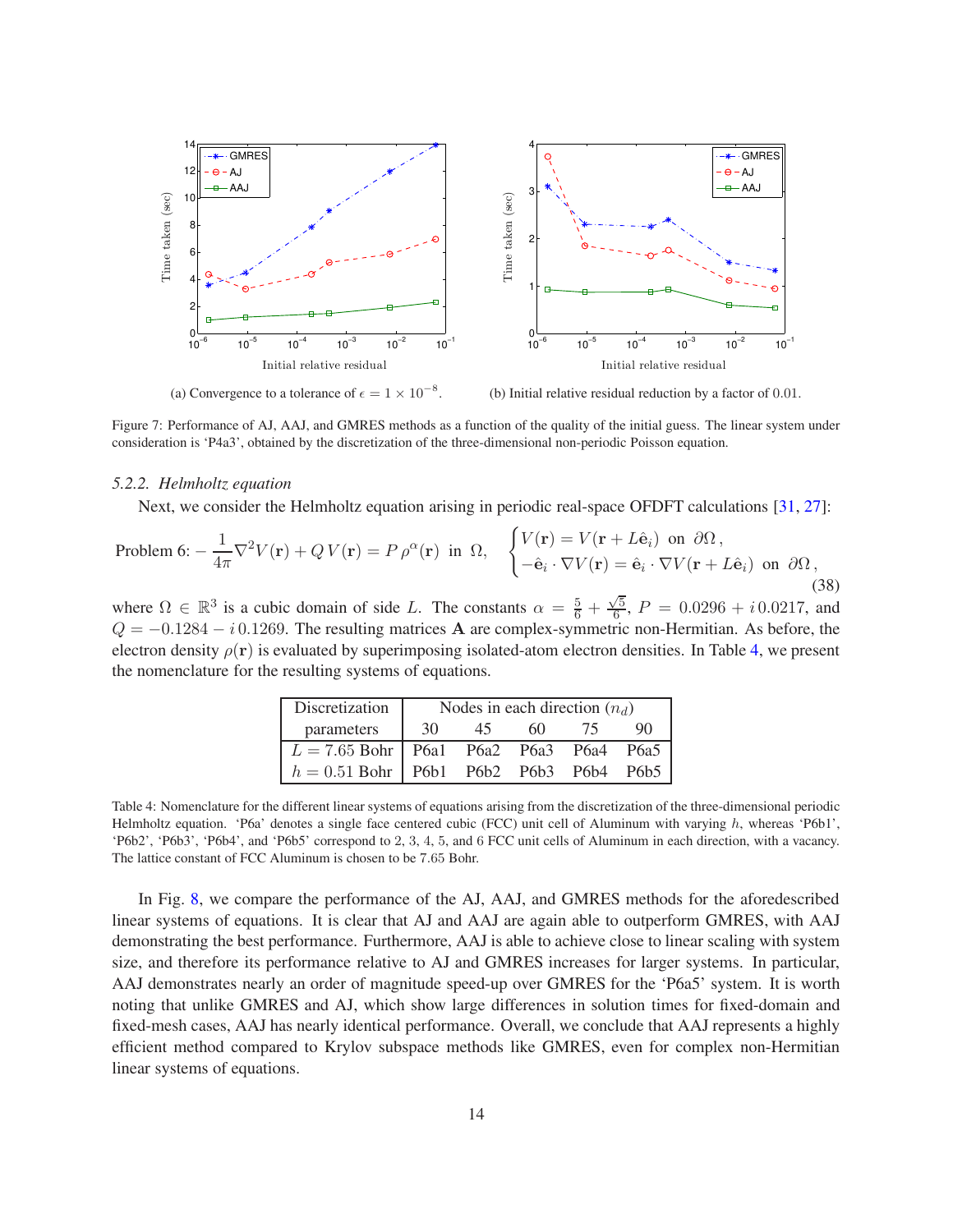(a) Convergence to a tolerance of $\epsilon = 1 \times 10^{-8}$.

(b) Initial relative residual reduction by a factor of 0.01.

Figure 7: Performance of AJ, AAJ, and GMRES methods as a function of the quality of the initial guess. The linear system under consideration is 'P4a3', obtained by the discretization of the three-dimensional non-periodic Poisson equation.

### 5.2.2. *Helmholtz equation*

Next, we consider the Helmholtz equation arising in periodic real-space OFDFT calculations [31, 27]:

$$\text{Problem 6: } -\frac{1}{4\pi}\nabla^2 V(\mathbf{r}) + Q\, V(\mathbf{r}) = P\, \rho^{\alpha}(\mathbf{r}) \ \text{ in } \ \Omega, \quad \begin{cases} V(\mathbf{r}) = V(\mathbf{r} + L\hat{\mathbf{e}}_i) \ \text{ on } \ \partial\Omega\,, \\ -\hat{\mathbf{e}}_i \cdot \nabla V(\mathbf{r}) = \hat{\mathbf{e}}_i \cdot \nabla V(\mathbf{r} + L\hat{\mathbf{e}}_i) \ \text{ on } \ \partial\Omega\,, \end{cases} \tag{38}$$

where $\Omega \in \mathbb{R}^3$ is a cubic domain of side $L$. The constants $\alpha = \frac{5}{6} + \frac{\sqrt{5}}{6}$, $P = 0.0296 + i\,0.0217$, and $Q = -0.1284 - i\,0.1269$. The resulting matrices $\mathbf{A}$ are complex-symmetric non-Hermitian. As before, the electron density $\rho(\mathbf{r})$ is evaluated by superimposing isolated-atom electron densities. In Table 4, we present the nomenclature for the resulting systems of equations.

| Discretization parameters | Nodes in each direction ($n_d$) | | | | |
|---|---|---|---|---|---|
| | 30 | 45 | 60 | 75 | 90 |
| $L = 7.65$ Bohr | P6a1 | P6a2 | P6a3 | P6a4 | P6a5 |
| $h = 0.51$ Bohr | P6b1 | P6b2 | P6b3 | P6b4 | P6b5 |

Table 4: Nomenclature for the different linear systems of equations arising from the discretization of the three-dimensional periodic Helmholtz equation. 'P6a' denotes a single face centered cubic (FCC) unit cell of Aluminum with varying $h$, whereas 'P6b1', 'P6b2', 'P6b3', 'P6b4', and 'P6b5' correspond to 2, 3, 4, 5, and 6 FCC unit cells of Aluminum in each direction, with a vacancy. The lattice constant of FCC Aluminum is chosen to be 7.65 Bohr.

In Fig. 8, we compare the performance of the AJ, AAJ, and GMRES methods for the aforedescribed linear systems of equations. It is clear that AJ and AAJ are again able to outperform GMRES, with AAJ demonstrating the best performance. Furthermore, AAJ is able to achieve close to linear scaling with system size, and therefore its performance relative to AJ and GMRES increases for larger systems. In particular, AAJ demonstrates nearly an order of magnitude speed-up over GMRES for the 'P6a5' system. It is worth noting that unlike GMRES and AJ, which show large differences in solution times for fixed-domain and fixed-mesh cases, AAJ has nearly identical performance. Overall, we conclude that AAJ represents a highly efficient method compared to Krylov subspace methods like GMRES, even for complex non-Hermitian linear systems of equations.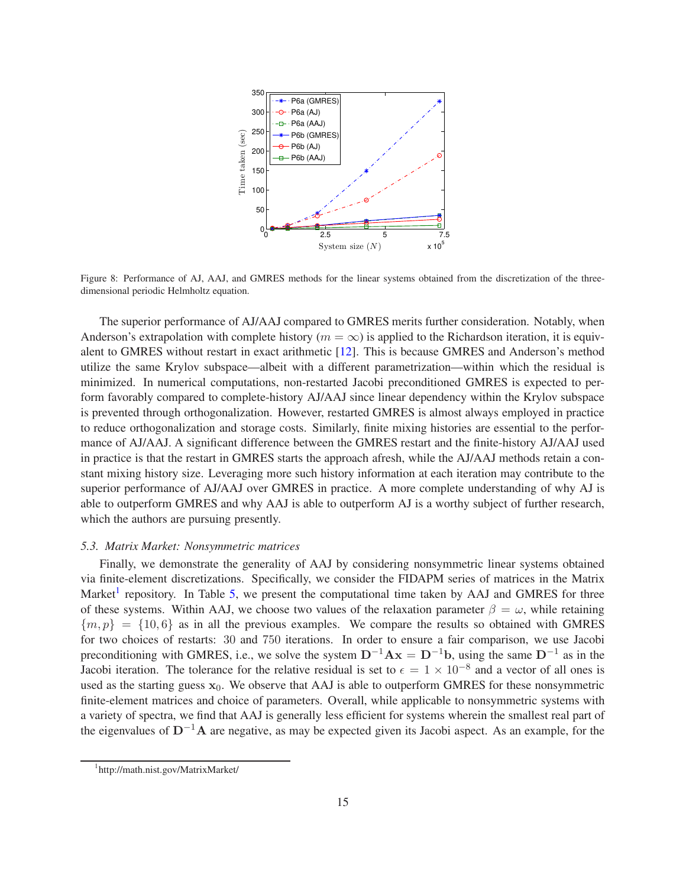Figure 8: Performance of AJ, AAJ, and GMRES methods for the linear systems obtained from the discretization of the three-dimensional periodic Helmholtz equation.

The superior performance of AJ/AAJ compared to GMRES merits further consideration. Notably, when Anderson's extrapolation with complete history ($m = \infty$) is applied to the Richardson iteration, it is equivalent to GMRES without restart in exact arithmetic [12]. This is because GMRES and Anderson's method utilize the same Krylov subspace—albeit with a different parametrization—within which the residual is minimized. In numerical computations, non-restarted Jacobi preconditioned GMRES is expected to perform favorably compared to complete-history AJ/AAJ since linear dependency within the Krylov subspace is prevented through orthogonalization. However, restarted GMRES is almost always employed in practice to reduce orthogonalization and storage costs. Similarly, finite mixing histories are essential to the performance of AJ/AAJ. A significant difference between the GMRES restart and the finite-history AJ/AAJ used in practice is that the restart in GMRES starts the approach afresh, while the AJ/AAJ methods retain a constant mixing history size. Leveraging more such history information at each iteration may contribute to the superior performance of AJ/AAJ over GMRES in practice. A more complete understanding of why AJ is able to outperform GMRES and why AAJ is able to outperform AJ is a worthy subject of further research, which the authors are pursuing presently.

### *5.3. Matrix Market: Nonsymmetric matrices*

Finally, we demonstrate the generality of AAJ by considering nonsymmetric linear systems obtained via finite-element discretizations. Specifically, we consider the FIDAPM series of matrices in the Matrix Market[1] repository. In Table 5, we present the computational time taken by AAJ and GMRES for three of these systems. Within AAJ, we choose two values of the relaxation parameter $\beta = \omega$, while retaining $\{m, p\} = \{10, 6\}$ as in all the previous examples. We compare the results so obtained with GMRES for two choices of restarts: 30 and 750 iterations. In order to ensure a fair comparison, we use Jacobi preconditioning with GMRES, i.e., we solve the system $\mathbf{D}^{-1}\mathbf{A}\mathbf{x} = \mathbf{D}^{-1}\mathbf{b}$, using the same $\mathbf{D}^{-1}$ as in the Jacobi iteration. The tolerance for the relative residual is set to $\epsilon = 1 \times 10^{-8}$ and a vector of all ones is used as the starting guess $\mathbf{x}_0$. We observe that AAJ is able to outperform GMRES for these nonsymmetric finite-element matrices and choice of parameters. Overall, while applicable to nonsymmetric systems with a variety of spectra, we find that AAJ is generally less efficient for systems wherein the smallest real part of the eigenvalues of $\mathbf{D}^{-1}\mathbf{A}$ are negative, as may be expected given its Jacobi aspect. As an example, for the

[1] http://math.nist.gov/MatrixMarket/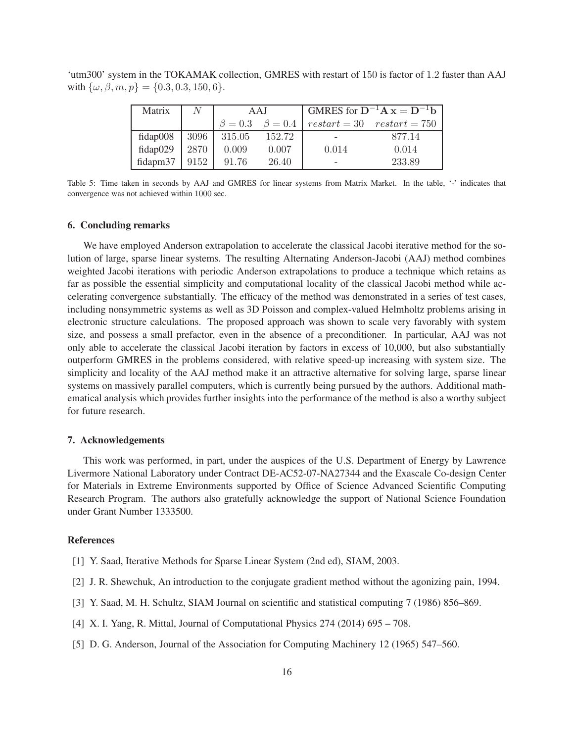'utm300' system in the TOKAMAK collection, GMRES with restart of 150 is factor of 1.2 faster than AAJ with $\{\omega, \beta, m, p\} = \{0.3, 0.3, 150, 6\}$.

| Matrix | $N$ | AAJ | | GMRES for $\mathbf{D}^{-1}\mathbf{A}\,\mathbf{x} = \mathbf{D}^{-1}\mathbf{b}$ | |
|---|---|---|---|---|---|
| | | $\beta = 0.3$ | $\beta = 0.4$ | $restart = 30$ | $restart = 750$ |
| fidap008 | 3096 | 315.05 | 152.72 | - | 877.14 |
| fidap029 | 2870 | 0.009 | 0.007 | 0.014 | 0.014 |
| fidapm37 | 9152 | 91.76 | 26.40 | - | 233.89 |

Table 5: Time taken in seconds by AAJ and GMRES for linear systems from Matrix Market. In the table, '-' indicates that convergence was not achieved within 1000 sec.

## 6. Concluding remarks

We have employed Anderson extrapolation to accelerate the classical Jacobi iterative method for the solution of large, sparse linear systems. The resulting Alternating Anderson-Jacobi (AAJ) method combines weighted Jacobi iterations with periodic Anderson extrapolations to produce a technique which retains as far as possible the essential simplicity and computational locality of the classical Jacobi method while accelerating convergence substantially. The efficacy of the method was demonstrated in a series of test cases, including nonsymmetric systems as well as 3D Poisson and complex-valued Helmholtz problems arising in electronic structure calculations. The proposed approach was shown to scale very favorably with system size, and possess a small prefactor, even in the absence of a preconditioner. In particular, AAJ was not only able to accelerate the classical Jacobi iteration by factors in excess of 10,000, but also substantially outperform GMRES in the problems considered, with relative speed-up increasing with system size. The simplicity and locality of the AAJ method make it an attractive alternative for solving large, sparse linear systems on massively parallel computers, which is currently being pursued by the authors. Additional mathematical analysis which provides further insights into the performance of the method is also a worthy subject for future research.

## 7. Acknowledgements

This work was performed, in part, under the auspices of the U.S. Department of Energy by Lawrence Livermore National Laboratory under Contract DE-AC52-07-NA27344 and the Exascale Co-design Center for Materials in Extreme Environments supported by Office of Science Advanced Scientific Computing Research Program. The authors also gratefully acknowledge the support of National Science Foundation under Grant Number 1333500.

## References

[1] Y. Saad, Iterative Methods for Sparse Linear System (2nd ed), SIAM, 2003.

[2] J. R. Shewchuk, An introduction to the conjugate gradient method without the agonizing pain, 1994.

[3] Y. Saad, M. H. Schultz, SIAM Journal on scientific and statistical computing 7 (1986) 856–869.

[4] X. I. Yang, R. Mittal, Journal of Computational Physics 274 (2014) 695 – 708.

[5] D. G. Anderson, Journal of the Association for Computing Machinery 12 (1965) 547–560.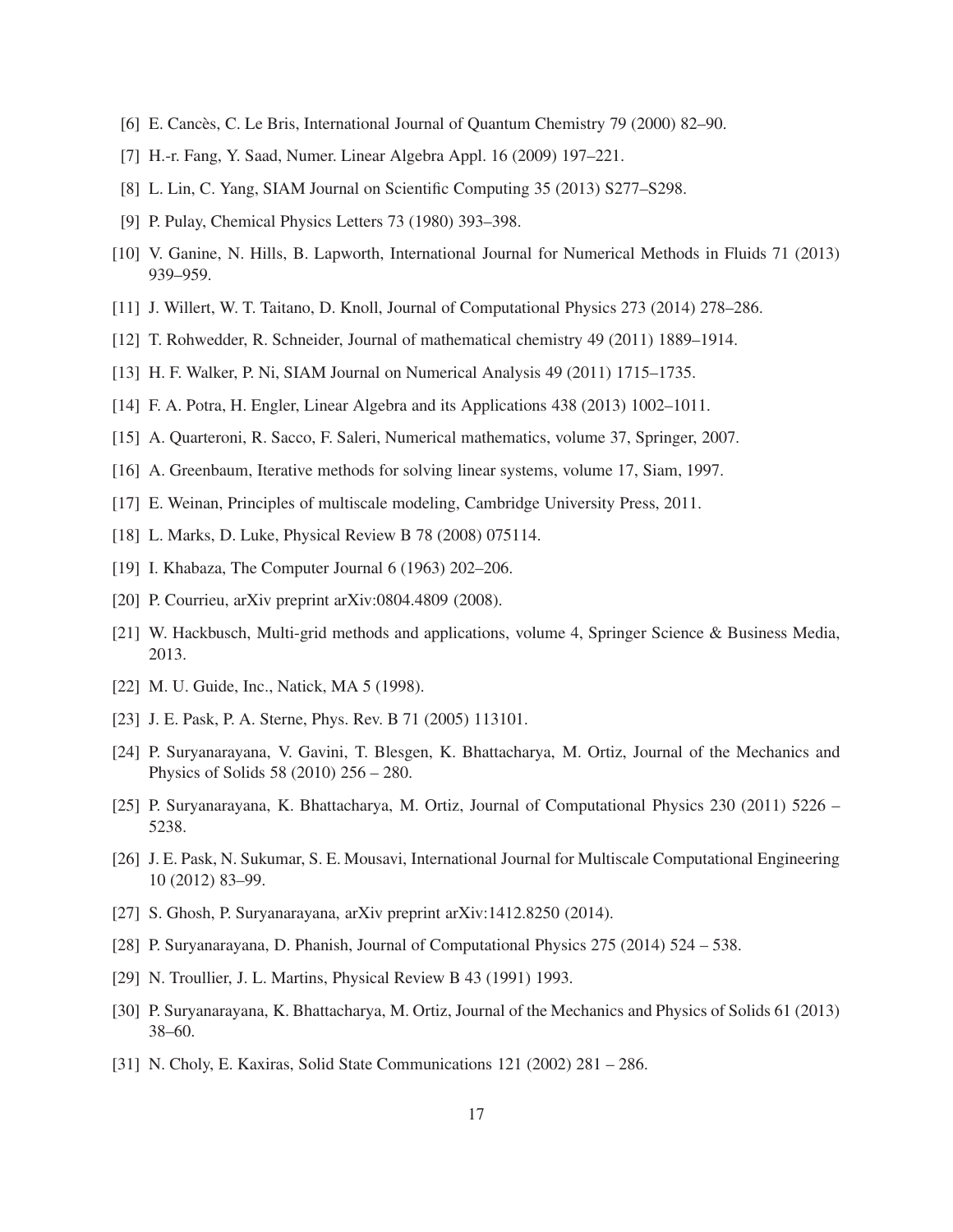[6] E. Cancès, C. Le Bris, International Journal of Quantum Chemistry 79 (2000) 82–90.

[7] H.-r. Fang, Y. Saad, Numer. Linear Algebra Appl. 16 (2009) 197–221.

[8] L. Lin, C. Yang, SIAM Journal on Scientific Computing 35 (2013) S277–S298.

[9] P. Pulay, Chemical Physics Letters 73 (1980) 393–398.

[10] V. Ganine, N. Hills, B. Lapworth, International Journal for Numerical Methods in Fluids 71 (2013) 939–959.

[11] J. Willert, W. T. Taitano, D. Knoll, Journal of Computational Physics 273 (2014) 278–286.

[12] T. Rohwedder, R. Schneider, Journal of mathematical chemistry 49 (2011) 1889–1914.

[13] H. F. Walker, P. Ni, SIAM Journal on Numerical Analysis 49 (2011) 1715–1735.

[14] F. A. Potra, H. Engler, Linear Algebra and its Applications 438 (2013) 1002–1011.

[15] A. Quarteroni, R. Sacco, F. Saleri, Numerical mathematics, volume 37, Springer, 2007.

[16] A. Greenbaum, Iterative methods for solving linear systems, volume 17, Siam, 1997.

[17] E. Weinan, Principles of multiscale modeling, Cambridge University Press, 2011.

[18] L. Marks, D. Luke, Physical Review B 78 (2008) 075114.

[19] I. Khabaza, The Computer Journal 6 (1963) 202–206.

[20] P. Courrieu, arXiv preprint arXiv:0804.4809 (2008).

[21] W. Hackbusch, Multi-grid methods and applications, volume 4, Springer Science & Business Media, 2013.

[22] M. U. Guide, Inc., Natick, MA 5 (1998).

[23] J. E. Pask, P. A. Sterne, Phys. Rev. B 71 (2005) 113101.

[24] P. Suryanarayana, V. Gavini, T. Blesgen, K. Bhattacharya, M. Ortiz, Journal of the Mechanics and Physics of Solids 58 (2010) 256 – 280.

[25] P. Suryanarayana, K. Bhattacharya, M. Ortiz, Journal of Computational Physics 230 (2011) 5226 – 5238.

[26] J. E. Pask, N. Sukumar, S. E. Mousavi, International Journal for Multiscale Computational Engineering 10 (2012) 83–99.

[27] S. Ghosh, P. Suryanarayana, arXiv preprint arXiv:1412.8250 (2014).

[28] P. Suryanarayana, D. Phanish, Journal of Computational Physics 275 (2014) 524 – 538.

[29] N. Troullier, J. L. Martins, Physical Review B 43 (1991) 1993.

[30] P. Suryanarayana, K. Bhattacharya, M. Ortiz, Journal of the Mechanics and Physics of Solids 61 (2013) 38–60.

[31] N. Choly, E. Kaxiras, Solid State Communications 121 (2002) 281 – 286.